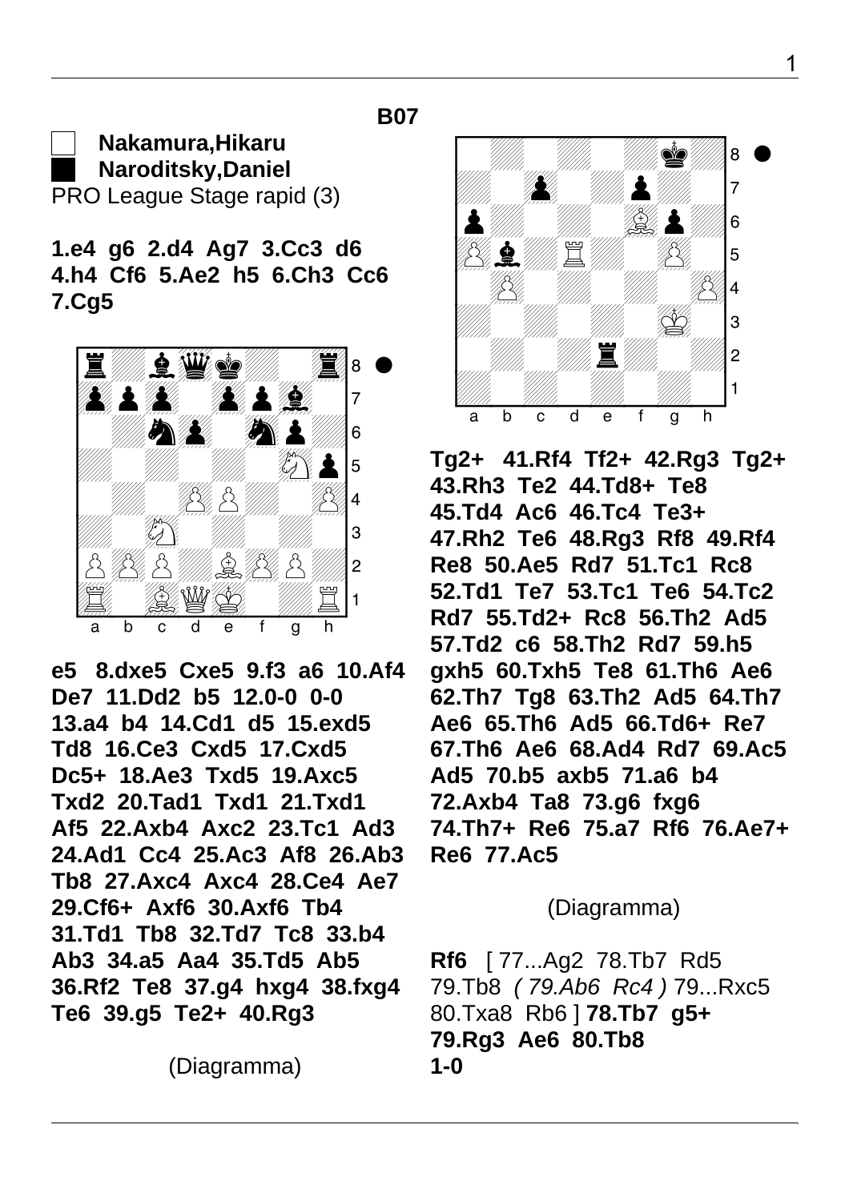**B07**

□ **Nakamura,Hikaru**
■ **Naroditsky,Daniel**
PRO League Stage rapid (3)

**1.e4 g6 2.d4 Ag7 3.Cc3 d6 4.h4 Cf6 5.Ae2 h5 6.Ch3 Cc6 7.Cg5**

**e5 8.dxe5 Cxe5 9.f3 a6 10.Af4 De7 11.Dd2 b5 12.0-0 0-0 13.a4 b4 14.Cd1 d5 15.exd5 Td8 16.Ce3 Cxd5 17.Cxd5 Dc5+ 18.Ae3 Txd5 19.Axc5 Txd2 20.Tad1 Txd1 21.Txd1 Af5 22.Axb4 Axc2 23.Tc1 Ad3 24.Ad1 Cc4 25.Ac3 Af8 26.Ab3 Tb8 27.Axc4 Axc4 28.Ce4 Ae7 29.Cf6+ Axf6 30.Axf6 Tb4 31.Td1 Tb8 32.Td7 Tc8 33.b4 Ab3 34.a5 Aa4 35.Td5 Ab5 36.Rf2 Te8 37.g4 hxg4 38.fxg4 Te6 39.g5 Te2+ 40.Rg3**

(Diagramma)

**Tg2+ 41.Rf4 Tf2+ 42.Rg3 Tg2+ 43.Rh3 Te2 44.Td8+ Te8 45.Td4 Ac6 46.Tc4 Te3+ 47.Rh2 Te6 48.Rg3 Rf8 49.Rf4 Re8 50.Ae5 Rd7 51.Tc1 Rc8 52.Td1 Te7 53.Tc1 Te6 54.Tc2 Rd7 55.Td2+ Rc8 56.Th2 Ad5 57.Td2 c6 58.Th2 Rd7 59.h5 gxh5 60.Txh5 Te8 61.Th6 Ae6 62.Th7 Tg8 63.Th2 Ad5 64.Th7 Ae6 65.Th6 Ad5 66.Td6+ Re7 67.Th6 Ae6 68.Ad4 Rd7 69.Ac5 Ad5 70.b5 axb5 71.a6 b4 72.Axb4 Ta8 73.g6 fxg6 74.Th7+ Re6 75.a7 Rf6 76.Ae7+ Re6 77.Ac5**

(Diagramma)

**Rf6** [ 77...Ag2 78.Tb7 Rd5 79.Tb8 *( 79.Ab6 Rc4 )* 79...Rxc5 80.Txa8 Rb6 ] **78.Tb7 g5+ 79.Rg3 Ae6 80.Tb8**
**1-0**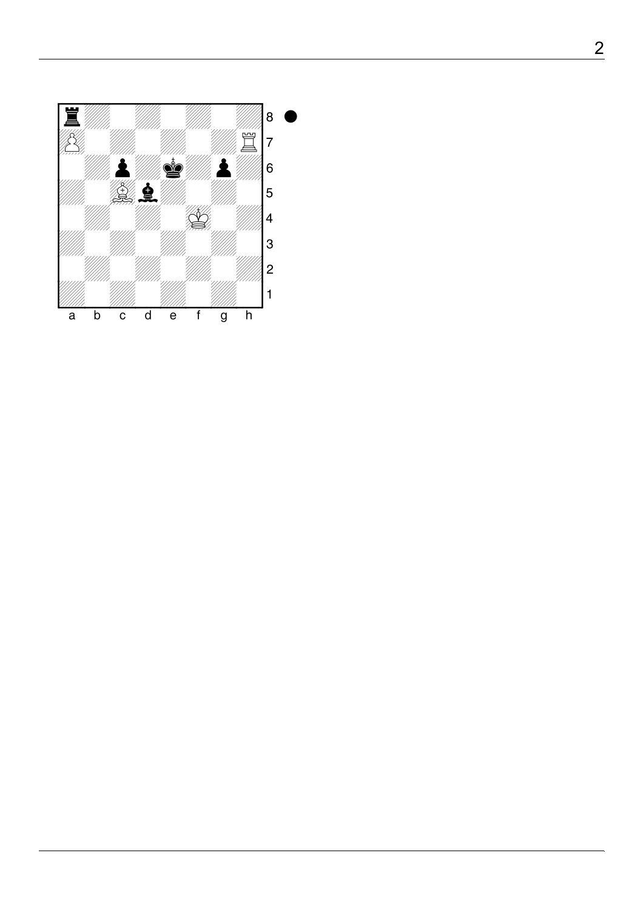8
7
6
5
4
3
2
1
a b c d e f g h